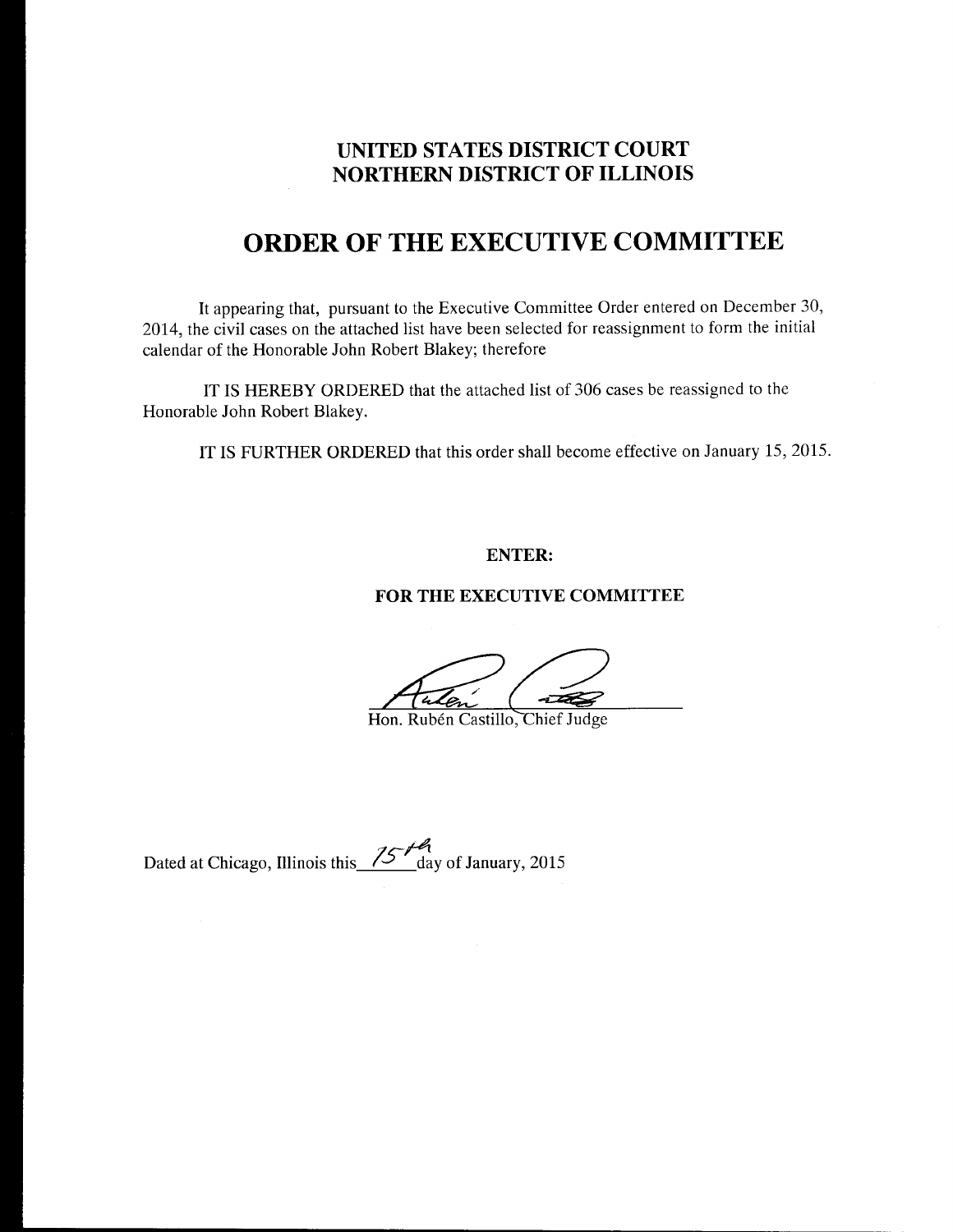# UNITED STATES DISTRICT COURT
# NORTHERN DISTRICT OF ILLINOIS

## ORDER OF THE EXECUTIVE COMMITTEE

It appearing that, pursuant to the Executive Committee Order entered on December 30, 2014, the civil cases on the attached list have been selected for reassignment to form the initial calendar of the Honorable John Robert Blakey; therefore

IT IS HEREBY ORDERED that the attached list of 306 cases be reassigned to the Honorable John Robert Blakey.

IT IS FURTHER ORDERED that this order shall become effective on January 15, 2015.

**ENTER:**

**FOR THE EXECUTIVE COMMITTEE**

Hon. Rubén Castillo, Chief Judge

Dated at Chicago, Illinois this 15th day of January, 2015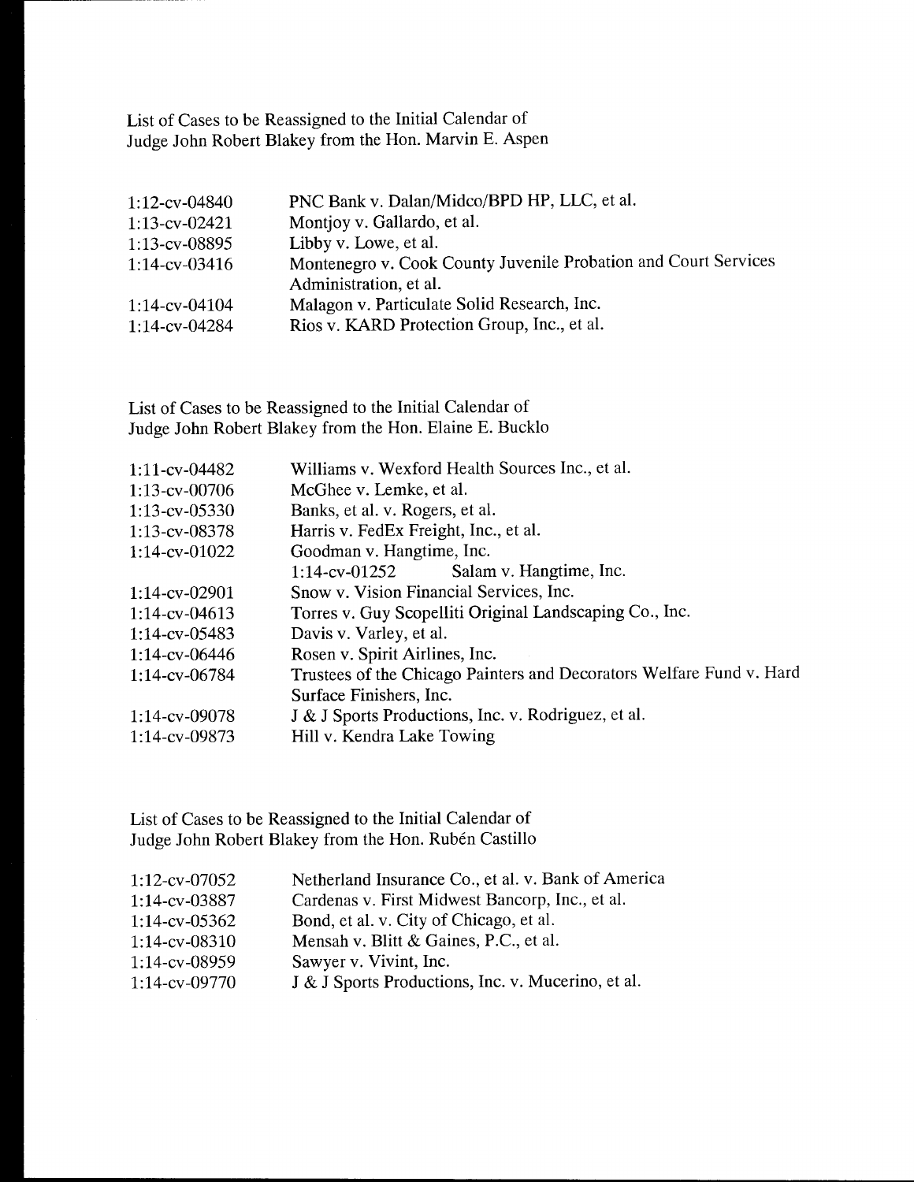List of Cases to be Reassigned to the Initial Calendar of
Judge John Robert Blakey from the Hon. Marvin E. Aspen

| | |
|---|---|
| 1:12-cv-04840 | PNC Bank v. Dalan/Midco/BPD HP, LLC, et al. |
| 1:13-cv-02421 | Montjoy v. Gallardo, et al. |
| 1:13-cv-08895 | Libby v. Lowe, et al. |
| 1:14-cv-03416 | Montenegro v. Cook County Juvenile Probation and Court Services Administration, et al. |
| 1:14-cv-04104 | Malagon v. Particulate Solid Research, Inc. |
| 1:14-cv-04284 | Rios v. KARD Protection Group, Inc., et al. |

List of Cases to be Reassigned to the Initial Calendar of
Judge John Robert Blakey from the Hon. Elaine E. Bucklo

| | |
|---|---|
| 1:11-cv-04482 | Williams v. Wexford Health Sources Inc., et al. |
| 1:13-cv-00706 | McGhee v. Lemke, et al. |
| 1:13-cv-05330 | Banks, et al. v. Rogers, et al. |
| 1:13-cv-08378 | Harris v. FedEx Freight, Inc., et al. |
| 1:14-cv-01022 | Goodman v. Hangtime, Inc. |
| | 1:14-cv-01252 Salam v. Hangtime, Inc. |
| 1:14-cv-02901 | Snow v. Vision Financial Services, Inc. |
| 1:14-cv-04613 | Torres v. Guy Scopelliti Original Landscaping Co., Inc. |
| 1:14-cv-05483 | Davis v. Varley, et al. |
| 1:14-cv-06446 | Rosen v. Spirit Airlines, Inc. |
| 1:14-cv-06784 | Trustees of the Chicago Painters and Decorators Welfare Fund v. Hard Surface Finishers, Inc. |
| 1:14-cv-09078 | J & J Sports Productions, Inc. v. Rodriguez, et al. |
| 1:14-cv-09873 | Hill v. Kendra Lake Towing |

List of Cases to be Reassigned to the Initial Calendar of
Judge John Robert Blakey from the Hon. Rubén Castillo

| | |
|---|---|
| 1:12-cv-07052 | Netherland Insurance Co., et al. v. Bank of America |
| 1:14-cv-03887 | Cardenas v. First Midwest Bancorp, Inc., et al. |
| 1:14-cv-05362 | Bond, et al. v. City of Chicago, et al. |
| 1:14-cv-08310 | Mensah v. Blitt & Gaines, P.C., et al. |
| 1:14-cv-08959 | Sawyer v. Vivint, Inc. |
| 1:14-cv-09770 | J & J Sports Productions, Inc. v. Mucerino, et al. |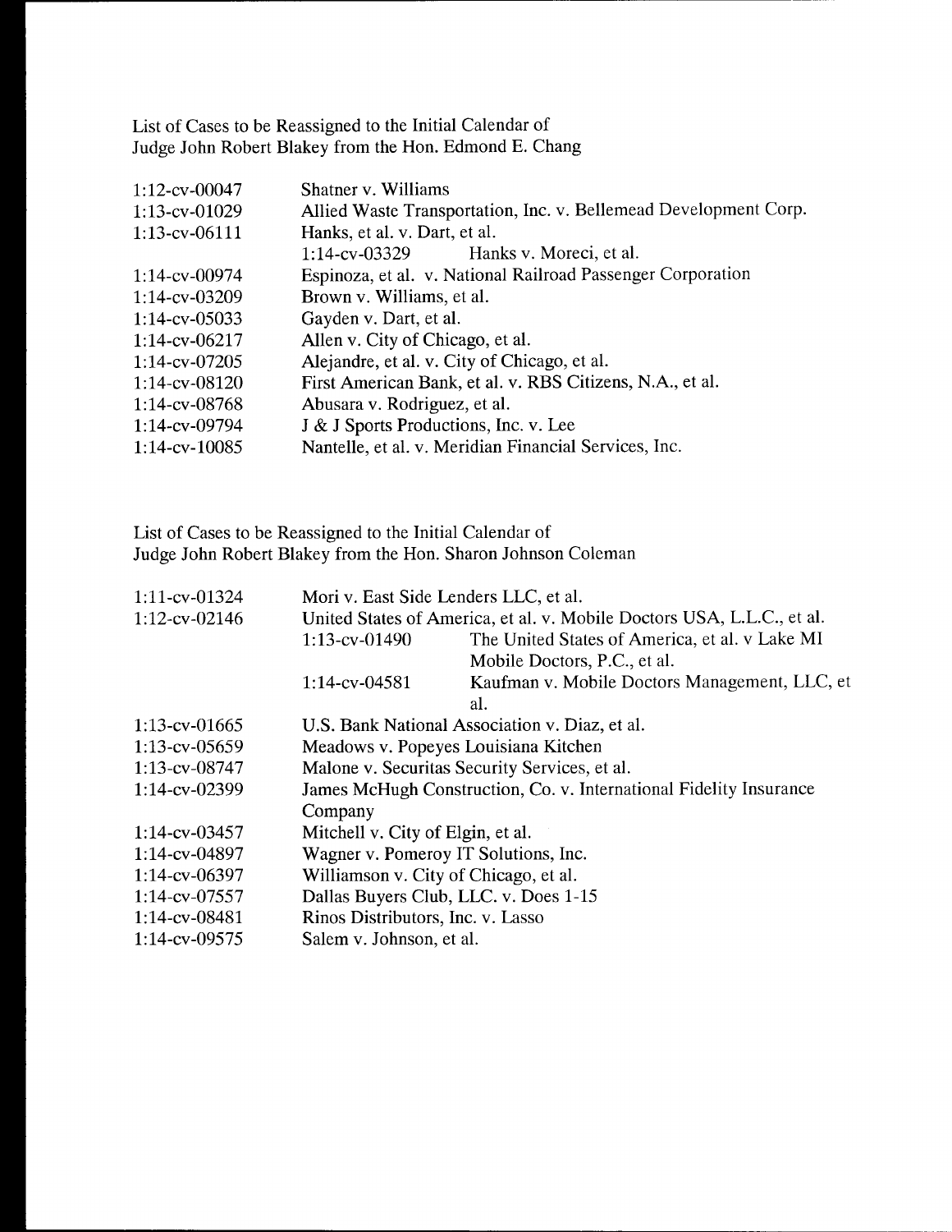List of Cases to be Reassigned to the Initial Calendar of
Judge John Robert Blakey from the Hon. Edmond E. Chang

| | |
|---|---|
| 1:12-cv-00047 | Shatner v. Williams |
| 1:13-cv-01029 | Allied Waste Transportation, Inc. v. Bellemead Development Corp. |
| 1:13-cv-06111 | Hanks, et al. v. Dart, et al. |
| | 1:14-cv-03329 Hanks v. Moreci, et al. |
| 1:14-cv-00974 | Espinoza, et al. v. National Railroad Passenger Corporation |
| 1:14-cv-03209 | Brown v. Williams, et al. |
| 1:14-cv-05033 | Gayden v. Dart, et al. |
| 1:14-cv-06217 | Allen v. City of Chicago, et al. |
| 1:14-cv-07205 | Alejandre, et al. v. City of Chicago, et al. |
| 1:14-cv-08120 | First American Bank, et al. v. RBS Citizens, N.A., et al. |
| 1:14-cv-08768 | Abusara v. Rodriguez, et al. |
| 1:14-cv-09794 | J & J Sports Productions, Inc. v. Lee |
| 1:14-cv-10085 | Nantelle, et al. v. Meridian Financial Services, Inc. |

List of Cases to be Reassigned to the Initial Calendar of
Judge John Robert Blakey from the Hon. Sharon Johnson Coleman

| | |
|---|---|
| 1:11-cv-01324 | Mori v. East Side Lenders LLC, et al. |
| 1:12-cv-02146 | United States of America, et al. v. Mobile Doctors USA, L.L.C., et al. |
| | 1:13-cv-01490 The United States of America, et al. v Lake MI Mobile Doctors, P.C., et al. |
| | 1:14-cv-04581 Kaufman v. Mobile Doctors Management, LLC, et al. |
| 1:13-cv-01665 | U.S. Bank National Association v. Diaz, et al. |
| 1:13-cv-05659 | Meadows v. Popeyes Louisiana Kitchen |
| 1:13-cv-08747 | Malone v. Securitas Security Services, et al. |
| 1:14-cv-02399 | James McHugh Construction, Co. v. International Fidelity Insurance Company |
| 1:14-cv-03457 | Mitchell v. City of Elgin, et al. |
| 1:14-cv-04897 | Wagner v. Pomeroy IT Solutions, Inc. |
| 1:14-cv-06397 | Williamson v. City of Chicago, et al. |
| 1:14-cv-07557 | Dallas Buyers Club, LLC. v. Does 1-15 |
| 1:14-cv-08481 | Rinos Distributors, Inc. v. Lasso |
| 1:14-cv-09575 | Salem v. Johnson, et al. |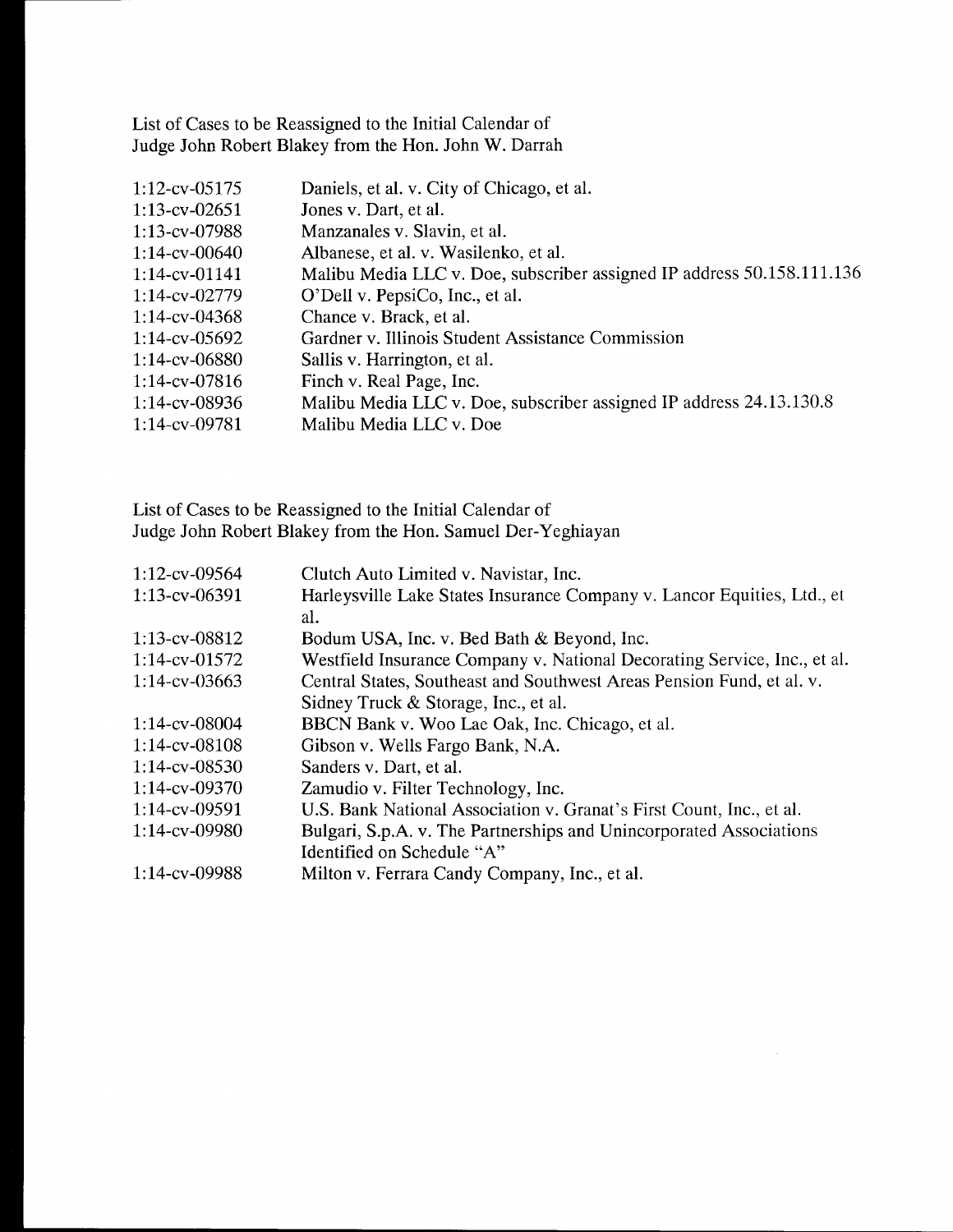List of Cases to be Reassigned to the Initial Calendar of
Judge John Robert Blakey from the Hon. John W. Darrah

| | |
|---|---|
| 1:12-cv-05175 | Daniels, et al. v. City of Chicago, et al. |
| 1:13-cv-02651 | Jones v. Dart, et al. |
| 1:13-cv-07988 | Manzanales v. Slavin, et al. |
| 1:14-cv-00640 | Albanese, et al. v. Wasilenko, et al. |
| 1:14-cv-01141 | Malibu Media LLC v. Doe, subscriber assigned IP address 50.158.111.136 |
| 1:14-cv-02779 | O'Dell v. PepsiCo, Inc., et al. |
| 1:14-cv-04368 | Chance v. Brack, et al. |
| 1:14-cv-05692 | Gardner v. Illinois Student Assistance Commission |
| 1:14-cv-06880 | Sallis v. Harrington, et al. |
| 1:14-cv-07816 | Finch v. Real Page, Inc. |
| 1:14-cv-08936 | Malibu Media LLC v. Doe, subscriber assigned IP address 24.13.130.8 |
| 1:14-cv-09781 | Malibu Media LLC v. Doe |

List of Cases to be Reassigned to the Initial Calendar of
Judge John Robert Blakey from the Hon. Samuel Der-Yeghiayan

| | |
|---|---|
| 1:12-cv-09564 | Clutch Auto Limited v. Navistar, Inc. |
| 1:13-cv-06391 | Harleysville Lake States Insurance Company v. Lancor Equities, Ltd., et al. |
| 1:13-cv-08812 | Bodum USA, Inc. v. Bed Bath & Beyond, Inc. |
| 1:14-cv-01572 | Westfield Insurance Company v. National Decorating Service, Inc., et al. |
| 1:14-cv-03663 | Central States, Southeast and Southwest Areas Pension Fund, et al. v. Sidney Truck & Storage, Inc., et al. |
| 1:14-cv-08004 | BBCN Bank v. Woo Lae Oak, Inc. Chicago, et al. |
| 1:14-cv-08108 | Gibson v. Wells Fargo Bank, N.A. |
| 1:14-cv-08530 | Sanders v. Dart, et al. |
| 1:14-cv-09370 | Zamudio v. Filter Technology, Inc. |
| 1:14-cv-09591 | U.S. Bank National Association v. Granat's First Count, Inc., et al. |
| 1:14-cv-09980 | Bulgari, S.p.A. v. The Partnerships and Unincorporated Associations Identified on Schedule "A" |
| 1:14-cv-09988 | Milton v. Ferrara Candy Company, Inc., et al. |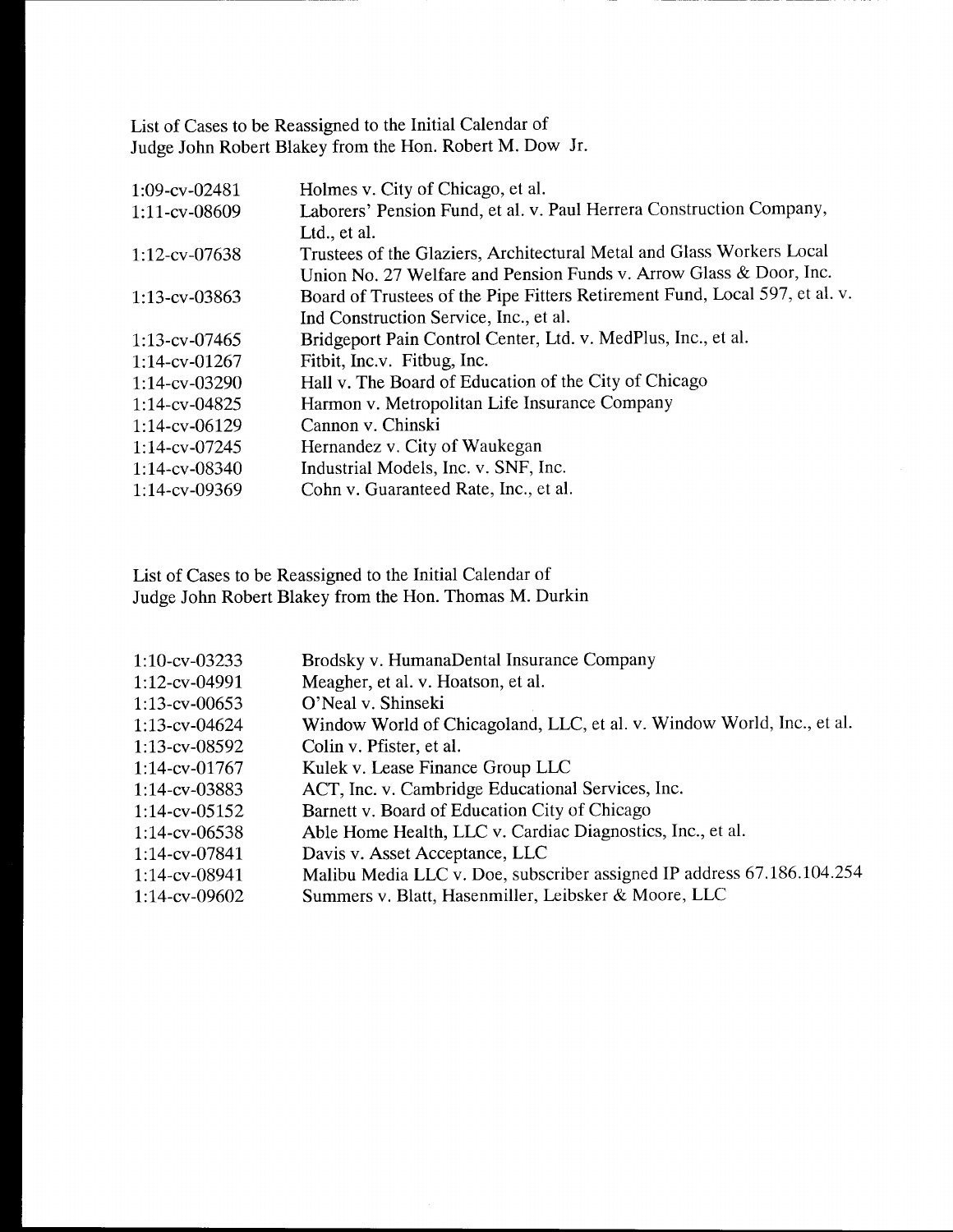List of Cases to be Reassigned to the Initial Calendar of
Judge John Robert Blakey from the Hon. Robert M. Dow Jr.

| | |
|---|---|
| 1:09-cv-02481 | Holmes v. City of Chicago, et al. |
| 1:11-cv-08609 | Laborers' Pension Fund, et al. v. Paul Herrera Construction Company, Ltd., et al. |
| 1:12-cv-07638 | Trustees of the Glaziers, Architectural Metal and Glass Workers Local Union No. 27 Welfare and Pension Funds v. Arrow Glass & Door, Inc. |
| 1:13-cv-03863 | Board of Trustees of the Pipe Fitters Retirement Fund, Local 597, et al. v. Ind Construction Service, Inc., et al. |
| 1:13-cv-07465 | Bridgeport Pain Control Center, Ltd. v. MedPlus, Inc., et al. |
| 1:14-cv-01267 | Fitbit, Inc.v. Fitbug, Inc. |
| 1:14-cv-03290 | Hall v. The Board of Education of the City of Chicago |
| 1:14-cv-04825 | Harmon v. Metropolitan Life Insurance Company |
| 1:14-cv-06129 | Cannon v. Chinski |
| 1:14-cv-07245 | Hernandez v. City of Waukegan |
| 1:14-cv-08340 | Industrial Models, Inc. v. SNF, Inc. |
| 1:14-cv-09369 | Cohn v. Guaranteed Rate, Inc., et al. |

List of Cases to be Reassigned to the Initial Calendar of
Judge John Robert Blakey from the Hon. Thomas M. Durkin

| | |
|---|---|
| 1:10-cv-03233 | Brodsky v. HumanaDental Insurance Company |
| 1:12-cv-04991 | Meagher, et al. v. Hoatson, et al. |
| 1:13-cv-00653 | O'Neal v. Shinseki |
| 1:13-cv-04624 | Window World of Chicagoland, LLC, et al. v. Window World, Inc., et al. |
| 1:13-cv-08592 | Colin v. Pfister, et al. |
| 1:14-cv-01767 | Kulek v. Lease Finance Group LLC |
| 1:14-cv-03883 | ACT, Inc. v. Cambridge Educational Services, Inc. |
| 1:14-cv-05152 | Barnett v. Board of Education City of Chicago |
| 1:14-cv-06538 | Able Home Health, LLC v. Cardiac Diagnostics, Inc., et al. |
| 1:14-cv-07841 | Davis v. Asset Acceptance, LLC |
| 1:14-cv-08941 | Malibu Media LLC v. Doe, subscriber assigned IP address 67.186.104.254 |
| 1:14-cv-09602 | Summers v. Blatt, Hasenmiller, Leibsker & Moore, LLC |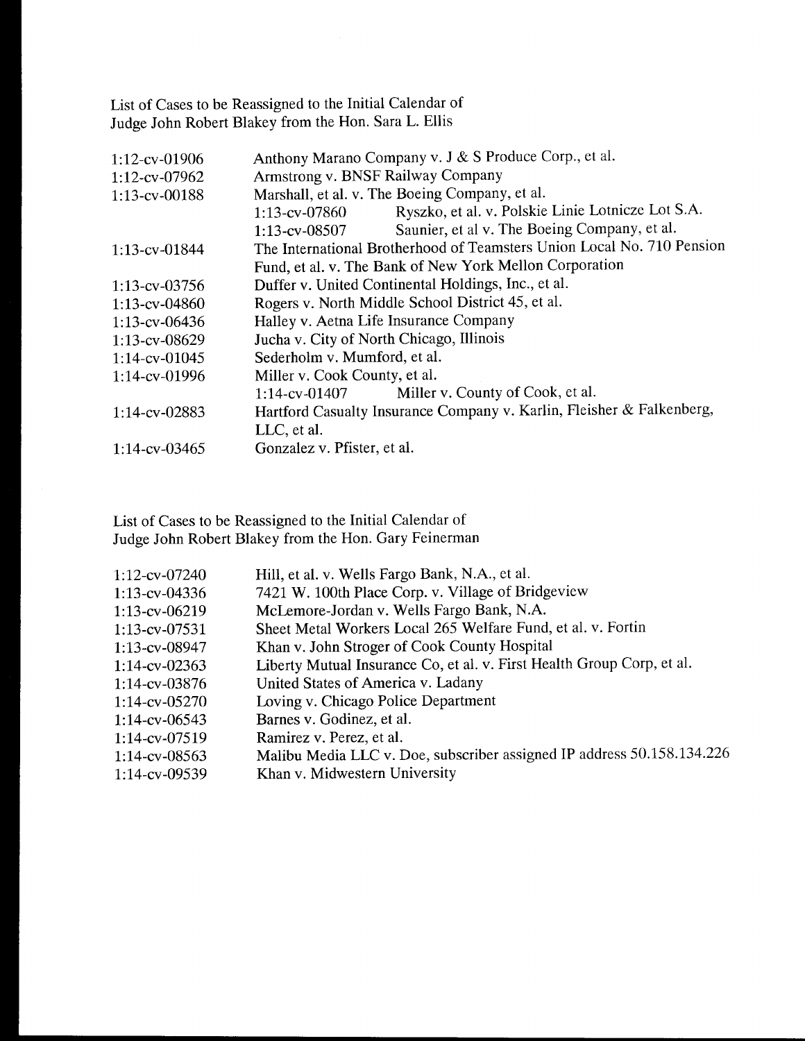List of Cases to be Reassigned to the Initial Calendar of
Judge John Robert Blakey from the Hon. Sara L. Ellis

| | |
|---|---|
| 1:12-cv-01906 | Anthony Marano Company v. J & S Produce Corp., et al. |
| 1:12-cv-07962 | Armstrong v. BNSF Railway Company |
| 1:13-cv-00188 | Marshall, et al. v. The Boeing Company, et al. |
| | 1:13-cv-07860 Ryszko, et al. v. Polskie Linie Lotnicze Lot S.A. |
| | 1:13-cv-08507 Saunier, et al v. The Boeing Company, et al. |
| 1:13-cv-01844 | The International Brotherhood of Teamsters Union Local No. 710 Pension Fund, et al. v. The Bank of New York Mellon Corporation |
| 1:13-cv-03756 | Duffer v. United Continental Holdings, Inc., et al. |
| 1:13-cv-04860 | Rogers v. North Middle School District 45, et al. |
| 1:13-cv-06436 | Halley v. Aetna Life Insurance Company |
| 1:13-cv-08629 | Jucha v. City of North Chicago, Illinois |
| 1:14-cv-01045 | Sederholm v. Mumford, et al. |
| 1:14-cv-01996 | Miller v. Cook County, et al. |
| | 1:14-cv-01407 Miller v. County of Cook, et al. |
| 1:14-cv-02883 | Hartford Casualty Insurance Company v. Karlin, Fleisher & Falkenberg, LLC, et al. |
| 1:14-cv-03465 | Gonzalez v. Pfister, et al. |

List of Cases to be Reassigned to the Initial Calendar of
Judge John Robert Blakey from the Hon. Gary Feinerman

| | |
|---|---|
| 1:12-cv-07240 | Hill, et al. v. Wells Fargo Bank, N.A., et al. |
| 1:13-cv-04336 | 7421 W. 100th Place Corp. v. Village of Bridgeview |
| 1:13-cv-06219 | McLemore-Jordan v. Wells Fargo Bank, N.A. |
| 1:13-cv-07531 | Sheet Metal Workers Local 265 Welfare Fund, et al. v. Fortin |
| 1:13-cv-08947 | Khan v. John Stroger of Cook County Hospital |
| 1:14-cv-02363 | Liberty Mutual Insurance Co, et al. v. First Health Group Corp, et al. |
| 1:14-cv-03876 | United States of America v. Ladany |
| 1:14-cv-05270 | Loving v. Chicago Police Department |
| 1:14-cv-06543 | Barnes v. Godinez, et al. |
| 1:14-cv-07519 | Ramirez v. Perez, et al. |
| 1:14-cv-08563 | Malibu Media LLC v. Doe, subscriber assigned IP address 50.158.134.226 |
| 1:14-cv-09539 | Khan v. Midwestern University |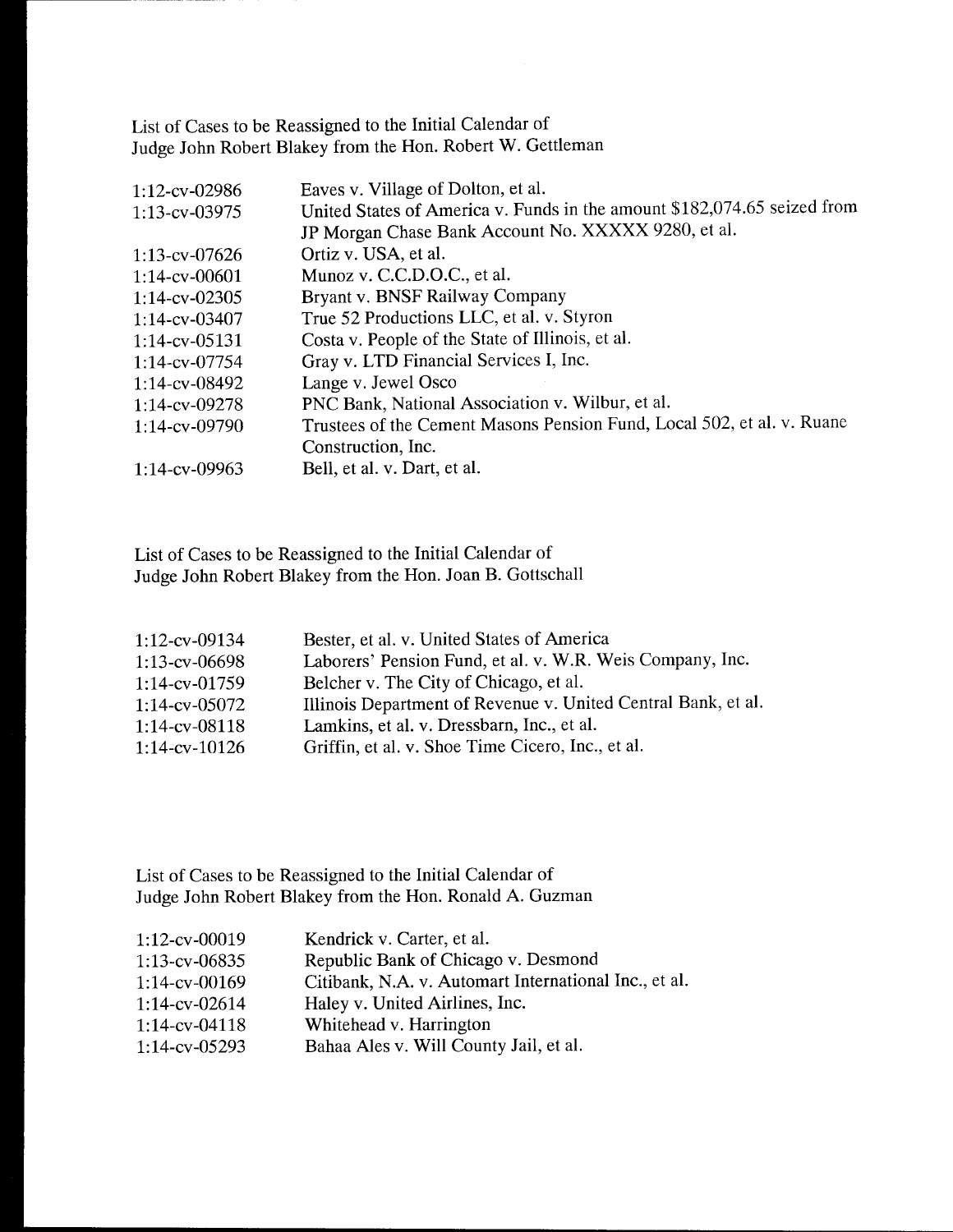List of Cases to be Reassigned to the Initial Calendar of
Judge John Robert Blakey from the Hon. Robert W. Gettleman

| | |
|---|---|
| 1:12-cv-02986 | Eaves v. Village of Dolton, et al. |
| 1:13-cv-03975 | United States of America v. Funds in the amount $182,074.65 seized from JP Morgan Chase Bank Account No. XXXXX 9280, et al. |
| 1:13-cv-07626 | Ortiz v. USA, et al. |
| 1:14-cv-00601 | Munoz v. C.C.D.O.C., et al. |
| 1:14-cv-02305 | Bryant v. BNSF Railway Company |
| 1:14-cv-03407 | True 52 Productions LLC, et al. v. Styron |
| 1:14-cv-05131 | Costa v. People of the State of Illinois, et al. |
| 1:14-cv-07754 | Gray v. LTD Financial Services I, Inc. |
| 1:14-cv-08492 | Lange v. Jewel Osco |
| 1:14-cv-09278 | PNC Bank, National Association v. Wilbur, et al. |
| 1:14-cv-09790 | Trustees of the Cement Masons Pension Fund, Local 502, et al. v. Ruane Construction, Inc. |
| 1:14-cv-09963 | Bell, et al. v. Dart, et al. |

List of Cases to be Reassigned to the Initial Calendar of
Judge John Robert Blakey from the Hon. Joan B. Gottschall

| | |
|---|---|
| 1:12-cv-09134 | Bester, et al. v. United States of America |
| 1:13-cv-06698 | Laborers' Pension Fund, et al. v. W.R. Weis Company, Inc. |
| 1:14-cv-01759 | Belcher v. The City of Chicago, et al. |
| 1:14-cv-05072 | Illinois Department of Revenue v. United Central Bank, et al. |
| 1:14-cv-08118 | Lamkins, et al. v. Dressbarn, Inc., et al. |
| 1:14-cv-10126 | Griffin, et al. v. Shoe Time Cicero, Inc., et al. |

List of Cases to be Reassigned to the Initial Calendar of
Judge John Robert Blakey from the Hon. Ronald A. Guzman

| | |
|---|---|
| 1:12-cv-00019 | Kendrick v. Carter, et al. |
| 1:13-cv-06835 | Republic Bank of Chicago v. Desmond |
| 1:14-cv-00169 | Citibank, N.A. v. Automart International Inc., et al. |
| 1:14-cv-02614 | Haley v. United Airlines, Inc. |
| 1:14-cv-04118 | Whitehead v. Harrington |
| 1:14-cv-05293 | Bahaa Ales v. Will County Jail, et al. |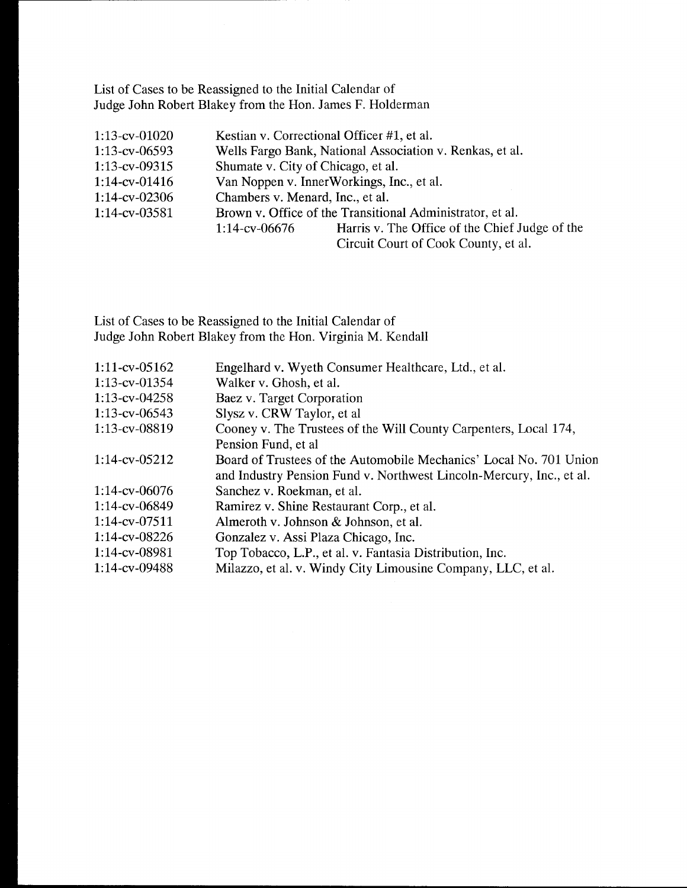List of Cases to be Reassigned to the Initial Calendar of
Judge John Robert Blakey from the Hon. James F. Holderman

| | |
|---|---|
| 1:13-cv-01020 | Kestian v. Correctional Officer #1, et al. |
| 1:13-cv-06593 | Wells Fargo Bank, National Association v. Renkas, et al. |
| 1:13-cv-09315 | Shumate v. City of Chicago, et al. |
| 1:14-cv-01416 | Van Noppen v. InnerWorkings, Inc., et al. |
| 1:14-cv-02306 | Chambers v. Menard, Inc., et al. |
| 1:14-cv-03581 | Brown v. Office of the Transitional Administrator, et al. |
| 1:14-cv-06676 | Harris v. The Office of the Chief Judge of the Circuit Court of Cook County, et al. |

List of Cases to be Reassigned to the Initial Calendar of
Judge John Robert Blakey from the Hon. Virginia M. Kendall

| | |
|---|---|
| 1:11-cv-05162 | Engelhard v. Wyeth Consumer Healthcare, Ltd., et al. |
| 1:13-cv-01354 | Walker v. Ghosh, et al. |
| 1:13-cv-04258 | Baez v. Target Corporation |
| 1:13-cv-06543 | Slysz v. CRW Taylor, et al |
| 1:13-cv-08819 | Cooney v. The Trustees of the Will County Carpenters, Local 174, Pension Fund, et al |
| 1:14-cv-05212 | Board of Trustees of the Automobile Mechanics' Local No. 701 Union and Industry Pension Fund v. Northwest Lincoln-Mercury, Inc., et al. |
| 1:14-cv-06076 | Sanchez v. Roekman, et al. |
| 1:14-cv-06849 | Ramirez v. Shine Restaurant Corp., et al. |
| 1:14-cv-07511 | Almeroth v. Johnson & Johnson, et al. |
| 1:14-cv-08226 | Gonzalez v. Assi Plaza Chicago, Inc. |
| 1:14-cv-08981 | Top Tobacco, L.P., et al. v. Fantasia Distribution, Inc. |
| 1:14-cv-09488 | Milazzo, et al. v. Windy City Limousine Company, LLC, et al. |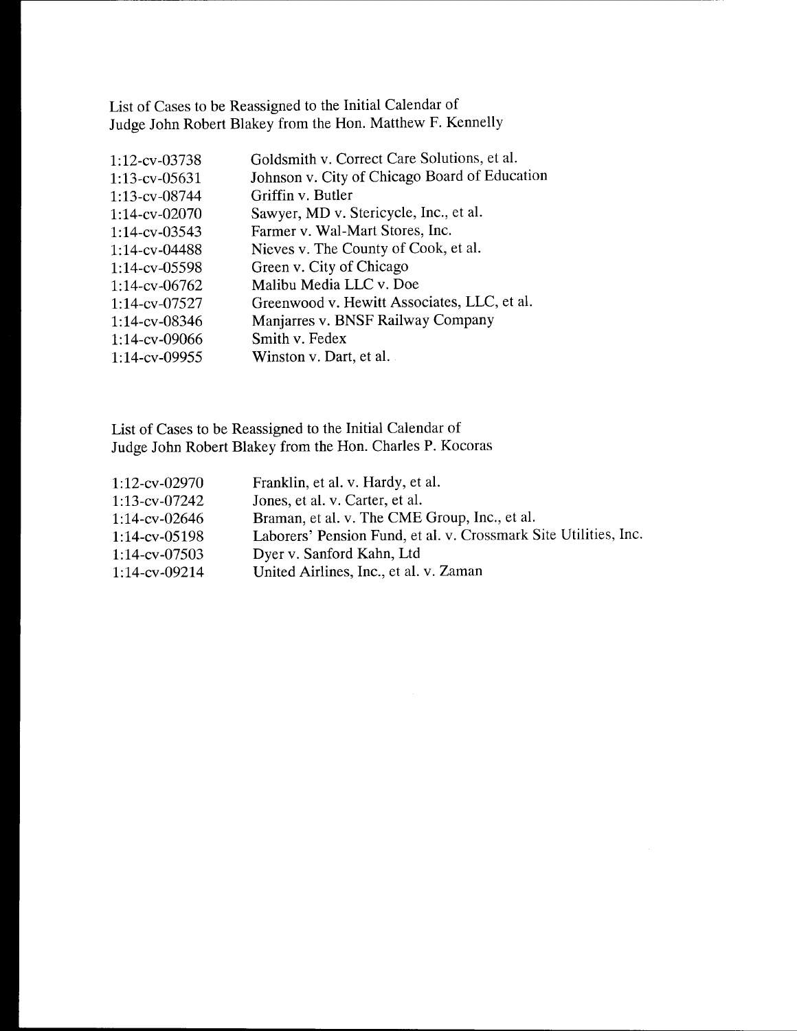List of Cases to be Reassigned to the Initial Calendar of
Judge John Robert Blakey from the Hon. Matthew F. Kennelly

| | |
|---|---|
| 1:12-cv-03738 | Goldsmith v. Correct Care Solutions, et al. |
| 1:13-cv-05631 | Johnson v. City of Chicago Board of Education |
| 1:13-cv-08744 | Griffin v. Butler |
| 1:14-cv-02070 | Sawyer, MD v. Stericycle, Inc., et al. |
| 1:14-cv-03543 | Farmer v. Wal-Mart Stores, Inc. |
| 1:14-cv-04488 | Nieves v. The County of Cook, et al. |
| 1:14-cv-05598 | Green v. City of Chicago |
| 1:14-cv-06762 | Malibu Media LLC v. Doe |
| 1:14-cv-07527 | Greenwood v. Hewitt Associates, LLC, et al. |
| 1:14-cv-08346 | Manjarres v. BNSF Railway Company |
| 1:14-cv-09066 | Smith v. Fedex |
| 1:14-cv-09955 | Winston v. Dart, et al. |

List of Cases to be Reassigned to the Initial Calendar of
Judge John Robert Blakey from the Hon. Charles P. Kocoras

| | |
|---|---|
| 1:12-cv-02970 | Franklin, et al. v. Hardy, et al. |
| 1:13-cv-07242 | Jones, et al. v. Carter, et al. |
| 1:14-cv-02646 | Braman, et al. v. The CME Group, Inc., et al. |
| 1:14-cv-05198 | Laborers' Pension Fund, et al. v. Crossmark Site Utilities, Inc. |
| 1:14-cv-07503 | Dyer v. Sanford Kahn, Ltd |
| 1:14-cv-09214 | United Airlines, Inc., et al. v. Zaman |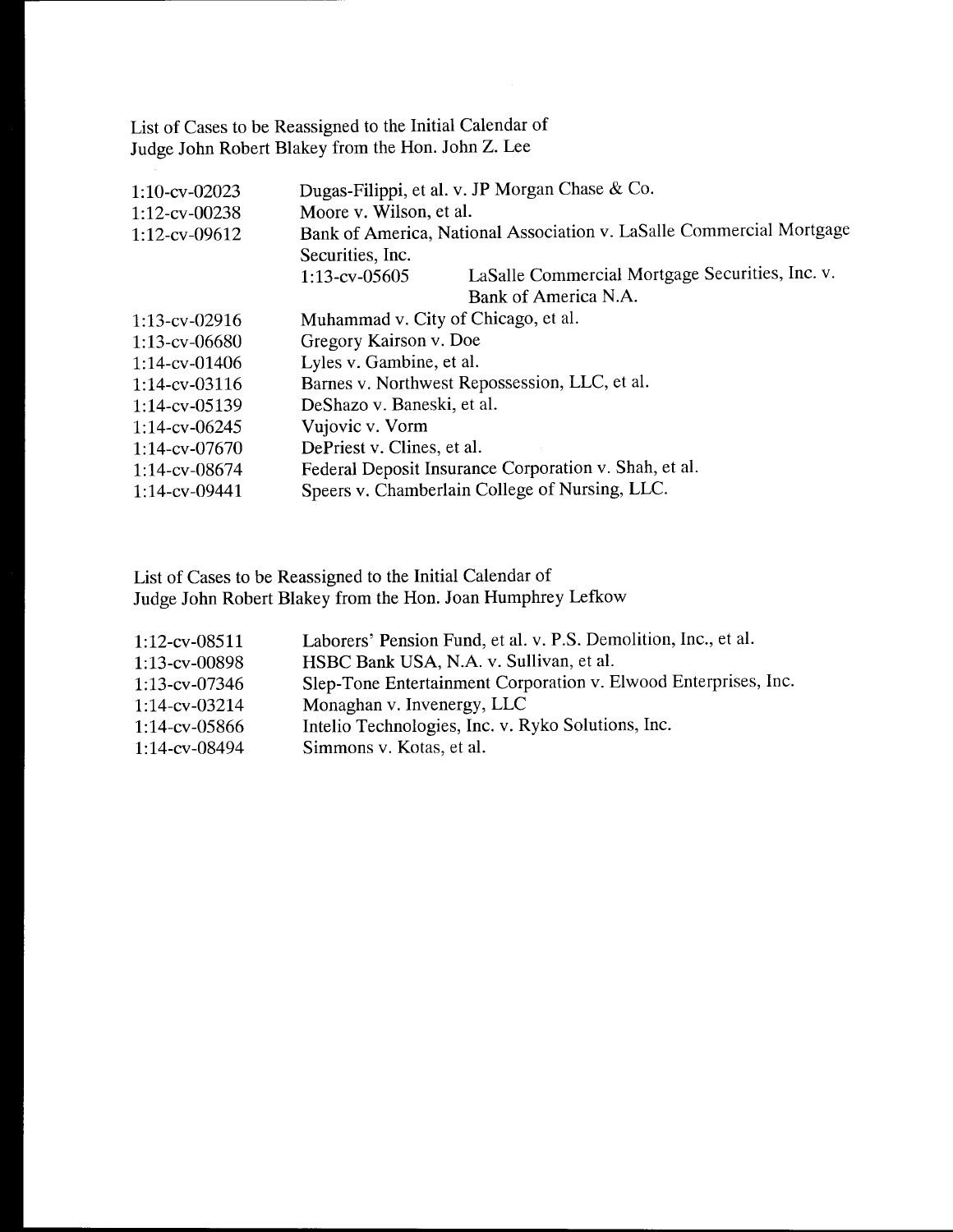List of Cases to be Reassigned to the Initial Calendar of
Judge John Robert Blakey from the Hon. John Z. Lee

| | |
|---|---|
| 1:10-cv-02023 | Dugas-Filippi, et al. v. JP Morgan Chase & Co. |
| 1:12-cv-00238 | Moore v. Wilson, et al. |
| 1:12-cv-09612 | Bank of America, National Association v. LaSalle Commercial Mortgage Securities, Inc. |
| | 1:13-cv-05605 LaSalle Commercial Mortgage Securities, Inc. v. Bank of America N.A. |
| 1:13-cv-02916 | Muhammad v. City of Chicago, et al. |
| 1:13-cv-06680 | Gregory Kairson v. Doe |
| 1:14-cv-01406 | Lyles v. Gambine, et al. |
| 1:14-cv-03116 | Barnes v. Northwest Repossession, LLC, et al. |
| 1:14-cv-05139 | DeShazo v. Baneski, et al. |
| 1:14-cv-06245 | Vujovic v. Vorm |
| 1:14-cv-07670 | DePriest v. Clines, et al. |
| 1:14-cv-08674 | Federal Deposit Insurance Corporation v. Shah, et al. |
| 1:14-cv-09441 | Speers v. Chamberlain College of Nursing, LLC. |

List of Cases to be Reassigned to the Initial Calendar of
Judge John Robert Blakey from the Hon. Joan Humphrey Lefkow

| | |
|---|---|
| 1:12-cv-08511 | Laborers' Pension Fund, et al. v. P.S. Demolition, Inc., et al. |
| 1:13-cv-00898 | HSBC Bank USA, N.A. v. Sullivan, et al. |
| 1:13-cv-07346 | Slep-Tone Entertainment Corporation v. Elwood Enterprises, Inc. |
| 1:14-cv-03214 | Monaghan v. Invenergy, LLC |
| 1:14-cv-05866 | Intelio Technologies, Inc. v. Ryko Solutions, Inc. |
| 1:14-cv-08494 | Simmons v. Kotas, et al. |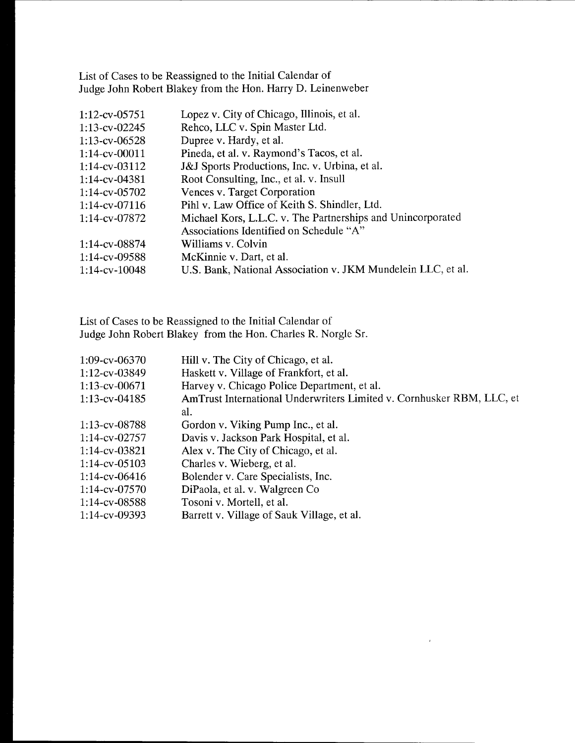List of Cases to be Reassigned to the Initial Calendar of
Judge John Robert Blakey from the Hon. Harry D. Leinenweber

| | |
|---|---|
| 1:12-cv-05751 | Lopez v. City of Chicago, Illinois, et al. |
| 1:13-cv-02245 | Rehco, LLC v. Spin Master Ltd. |
| 1:13-cv-06528 | Dupree v. Hardy, et al. |
| 1:14-cv-00011 | Pineda, et al. v. Raymond's Tacos, et al. |
| 1:14-cv-03112 | J&J Sports Productions, Inc. v. Urbina, et al. |
| 1:14-cv-04381 | Root Consulting, Inc., et al. v. Insull |
| 1:14-cv-05702 | Vences v. Target Corporation |
| 1:14-cv-07116 | Pihl v. Law Office of Keith S. Shindler, Ltd. |
| 1:14-cv-07872 | Michael Kors, L.L.C. v. The Partnerships and Unincorporated Associations Identified on Schedule "A" |
| 1:14-cv-08874 | Williams v. Colvin |
| 1:14-cv-09588 | McKinnie v. Dart, et al. |
| 1:14-cv-10048 | U.S. Bank, National Association v. JKM Mundelein LLC, et al. |

List of Cases to be Reassigned to the Initial Calendar of
Judge John Robert Blakey from the Hon. Charles R. Norgle Sr.

| | |
|---|---|
| 1:09-cv-06370 | Hill v. The City of Chicago, et al. |
| 1:12-cv-03849 | Haskett v. Village of Frankfort, et al. |
| 1:13-cv-00671 | Harvey v. Chicago Police Department, et al. |
| 1:13-cv-04185 | AmTrust International Underwriters Limited v. Cornhusker RBM, LLC, et al. |
| 1:13-cv-08788 | Gordon v. Viking Pump Inc., et al. |
| 1:14-cv-02757 | Davis v. Jackson Park Hospital, et al. |
| 1:14-cv-03821 | Alex v. The City of Chicago, et al. |
| 1:14-cv-05103 | Charles v. Wieberg, et al. |
| 1:14-cv-06416 | Bolender v. Care Specialists, Inc. |
| 1:14-cv-07570 | DiPaola, et al. v. Walgreen Co |
| 1:14-cv-08588 | Tosoni v. Mortell, et al. |
| 1:14-cv-09393 | Barrett v. Village of Sauk Village, et al. |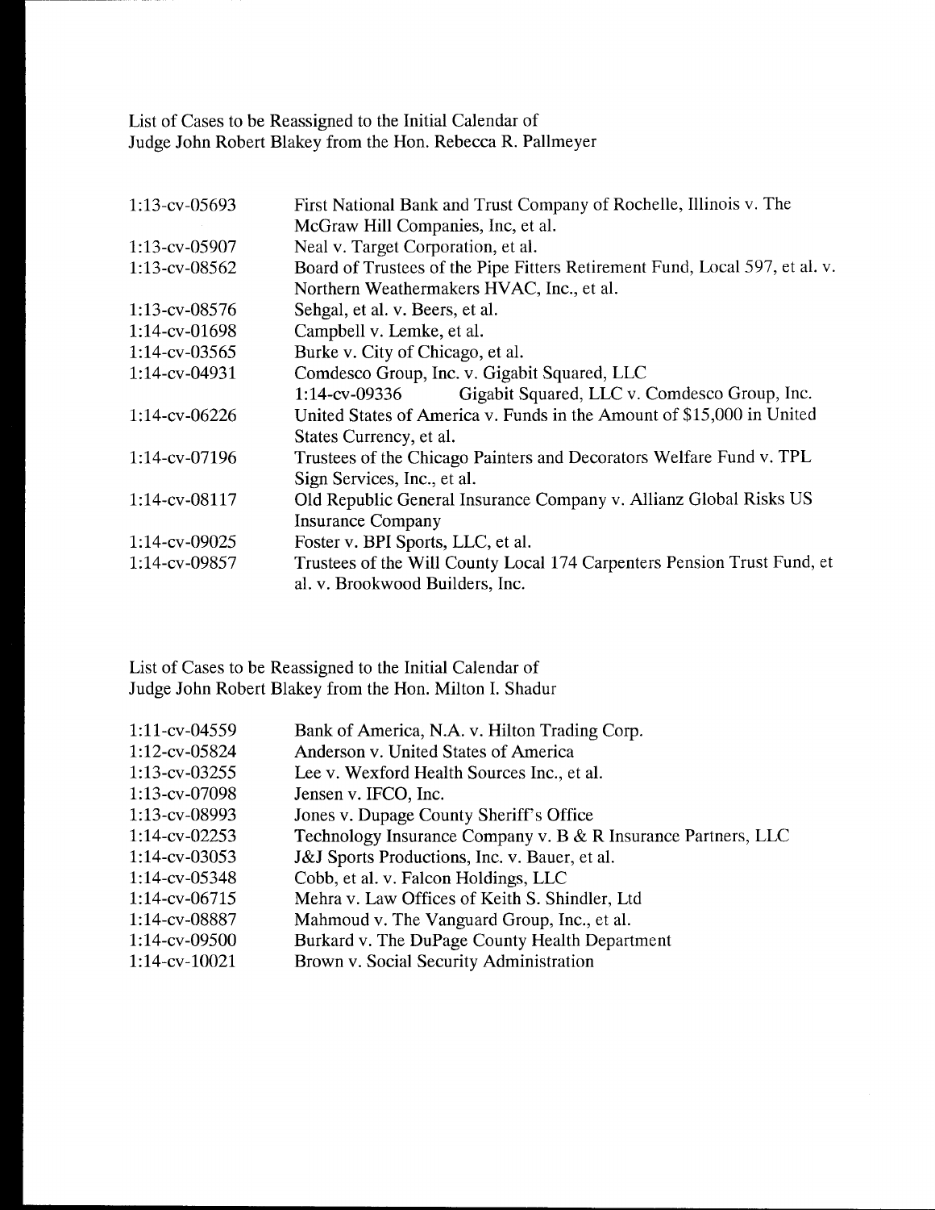List of Cases to be Reassigned to the Initial Calendar of
Judge John Robert Blakey from the Hon. Rebecca R. Pallmeyer

| | |
|---|---|
| 1:13-cv-05693 | First National Bank and Trust Company of Rochelle, Illinois v. The McGraw Hill Companies, Inc, et al. |
| 1:13-cv-05907 | Neal v. Target Corporation, et al. |
| 1:13-cv-08562 | Board of Trustees of the Pipe Fitters Retirement Fund, Local 597, et al. v. Northern Weathermakers HVAC, Inc., et al. |
| 1:13-cv-08576 | Sehgal, et al. v. Beers, et al. |
| 1:14-cv-01698 | Campbell v. Lemke, et al. |
| 1:14-cv-03565 | Burke v. City of Chicago, et al. |
| 1:14-cv-04931 | Comdesco Group, Inc. v. Gigabit Squared, LLC<br>1:14-cv-09336 Gigabit Squared, LLC v. Comdesco Group, Inc. |
| 1:14-cv-06226 | United States of America v. Funds in the Amount of $15,000 in United States Currency, et al. |
| 1:14-cv-07196 | Trustees of the Chicago Painters and Decorators Welfare Fund v. TPL Sign Services, Inc., et al. |
| 1:14-cv-08117 | Old Republic General Insurance Company v. Allianz Global Risks US Insurance Company |
| 1:14-cv-09025 | Foster v. BPI Sports, LLC, et al. |
| 1:14-cv-09857 | Trustees of the Will County Local 174 Carpenters Pension Trust Fund, et al. v. Brookwood Builders, Inc. |

List of Cases to be Reassigned to the Initial Calendar of
Judge John Robert Blakey from the Hon. Milton I. Shadur

| | |
|---|---|
| 1:11-cv-04559 | Bank of America, N.A. v. Hilton Trading Corp. |
| 1:12-cv-05824 | Anderson v. United States of America |
| 1:13-cv-03255 | Lee v. Wexford Health Sources Inc., et al. |
| 1:13-cv-07098 | Jensen v. IFCO, Inc. |
| 1:13-cv-08993 | Jones v. Dupage County Sheriff's Office |
| 1:14-cv-02253 | Technology Insurance Company v. B & R Insurance Partners, LLC |
| 1:14-cv-03053 | J&J Sports Productions, Inc. v. Bauer, et al. |
| 1:14-cv-05348 | Cobb, et al. v. Falcon Holdings, LLC |
| 1:14-cv-06715 | Mehra v. Law Offices of Keith S. Shindler, Ltd |
| 1:14-cv-08887 | Mahmoud v. The Vanguard Group, Inc., et al. |
| 1:14-cv-09500 | Burkard v. The DuPage County Health Department |
| 1:14-cv-10021 | Brown v. Social Security Administration |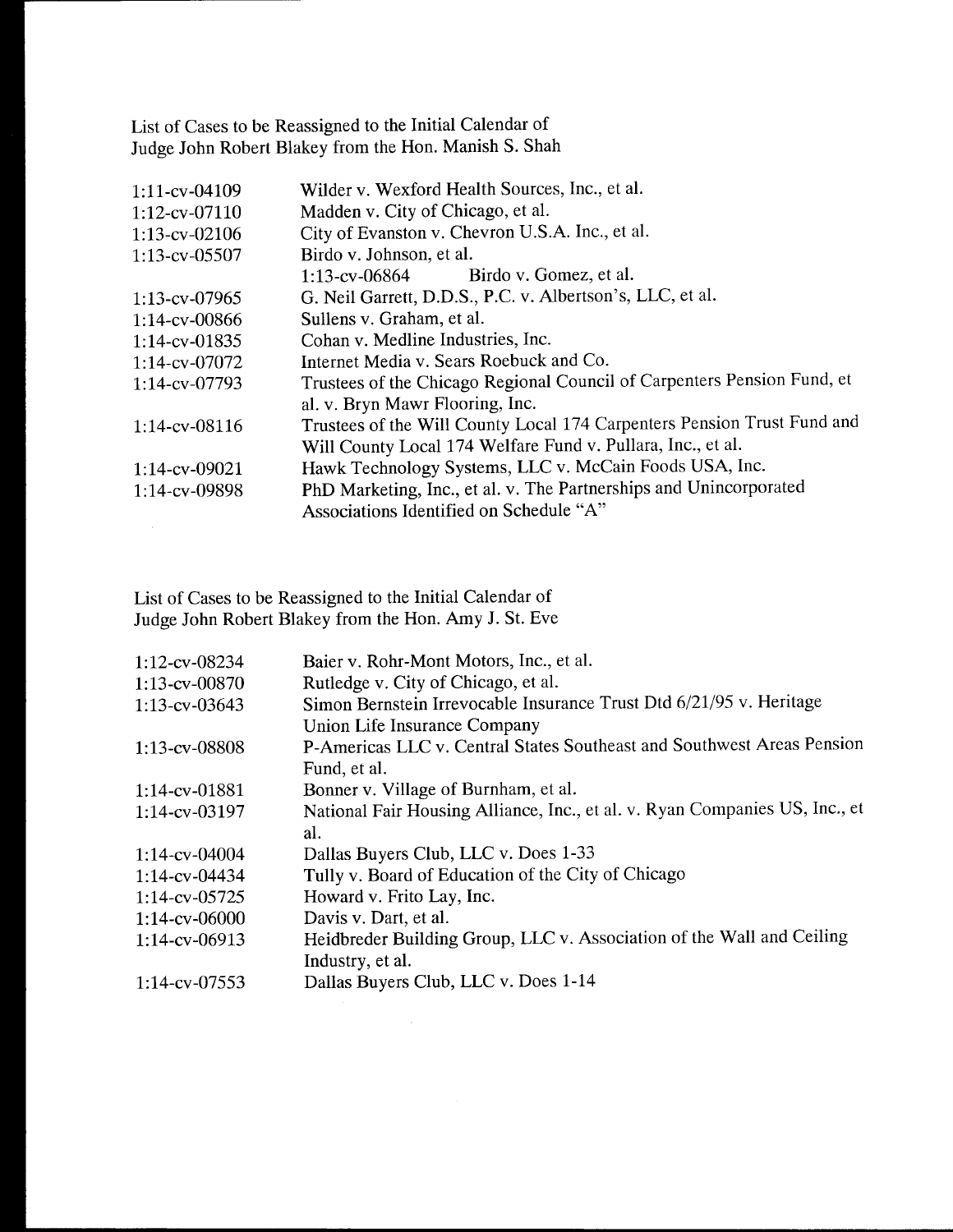List of Cases to be Reassigned to the Initial Calendar of
Judge John Robert Blakey from the Hon. Manish S. Shah

| | |
|---|---|
| 1:11-cv-04109 | Wilder v. Wexford Health Sources, Inc., et al. |
| 1:12-cv-07110 | Madden v. City of Chicago, et al. |
| 1:13-cv-02106 | City of Evanston v. Chevron U.S.A. Inc., et al. |
| 1:13-cv-05507 | Birdo v. Johnson, et al. |
| | 1:13-cv-06864 Birdo v. Gomez, et al. |
| 1:13-cv-07965 | G. Neil Garrett, D.D.S., P.C. v. Albertson's, LLC, et al. |
| 1:14-cv-00866 | Sullens v. Graham, et al. |
| 1:14-cv-01835 | Cohan v. Medline Industries, Inc. |
| 1:14-cv-07072 | Internet Media v. Sears Roebuck and Co. |
| 1:14-cv-07793 | Trustees of the Chicago Regional Council of Carpenters Pension Fund, et al. v. Bryn Mawr Flooring, Inc. |
| 1:14-cv-08116 | Trustees of the Will County Local 174 Carpenters Pension Trust Fund and Will County Local 174 Welfare Fund v. Pullara, Inc., et al. |
| 1:14-cv-09021 | Hawk Technology Systems, LLC v. McCain Foods USA, Inc. |
| 1:14-cv-09898 | PhD Marketing, Inc., et al. v. The Partnerships and Unincorporated Associations Identified on Schedule "A" |

List of Cases to be Reassigned to the Initial Calendar of
Judge John Robert Blakey from the Hon. Amy J. St. Eve

| | |
|---|---|
| 1:12-cv-08234 | Baier v. Rohr-Mont Motors, Inc., et al. |
| 1:13-cv-00870 | Rutledge v. City of Chicago, et al. |
| 1:13-cv-03643 | Simon Bernstein Irrevocable Insurance Trust Dtd 6/21/95 v. Heritage Union Life Insurance Company |
| 1:13-cv-08808 | P-Americas LLC v. Central States Southeast and Southwest Areas Pension Fund, et al. |
| 1:14-cv-01881 | Bonner v. Village of Burnham, et al. |
| 1:14-cv-03197 | National Fair Housing Alliance, Inc., et al. v. Ryan Companies US, Inc., et al. |
| 1:14-cv-04004 | Dallas Buyers Club, LLC v. Does 1-33 |
| 1:14-cv-04434 | Tully v. Board of Education of the City of Chicago |
| 1:14-cv-05725 | Howard v. Frito Lay, Inc. |
| 1:14-cv-06000 | Davis v. Dart, et al. |
| 1:14-cv-06913 | Heidbreder Building Group, LLC v. Association of the Wall and Ceiling Industry, et al. |
| 1:14-cv-07553 | Dallas Buyers Club, LLC v. Does 1-14 |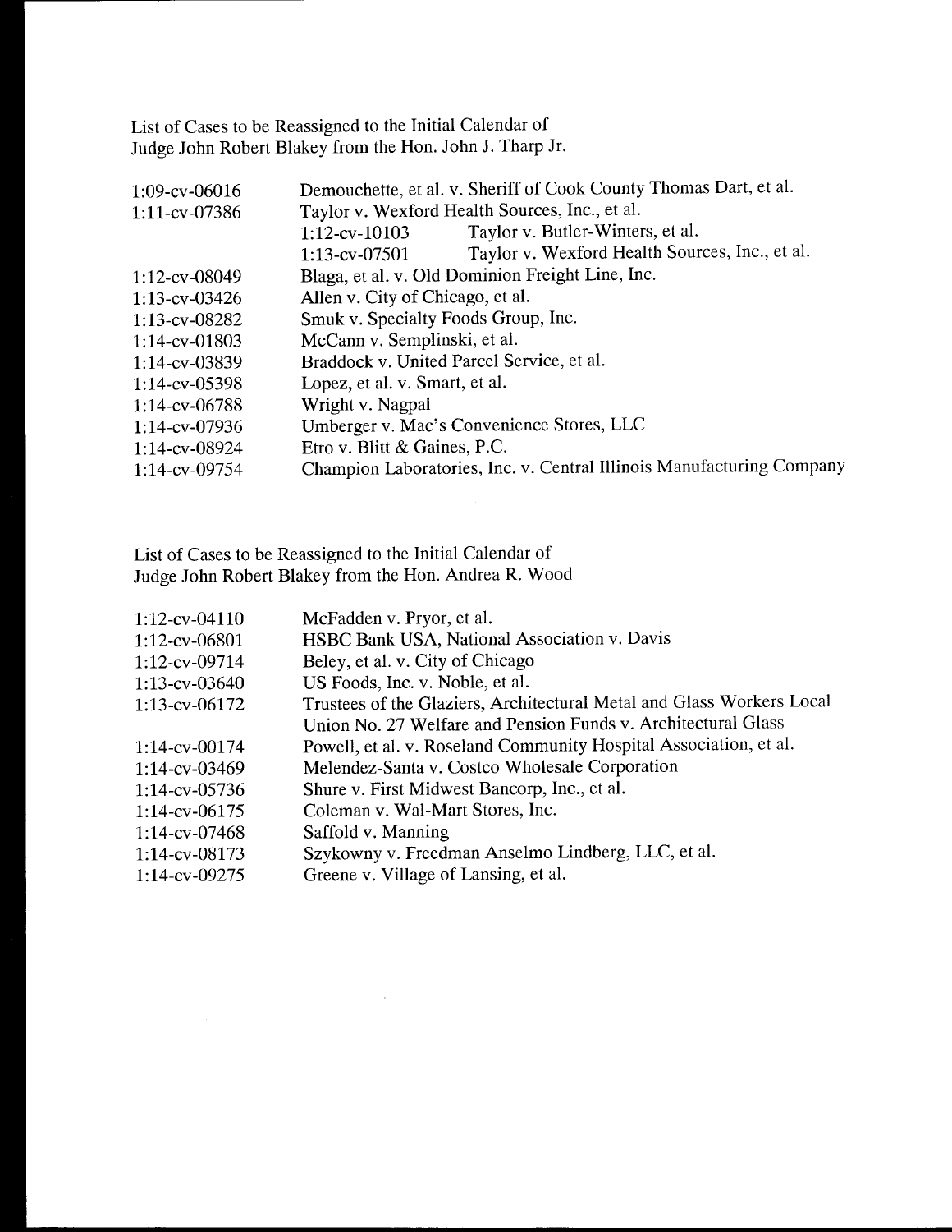List of Cases to be Reassigned to the Initial Calendar of
Judge John Robert Blakey from the Hon. John J. Tharp Jr.

| | |
|---|---|
| 1:09-cv-06016 | Demouchette, et al. v. Sheriff of Cook County Thomas Dart, et al. |
| 1:11-cv-07386 | Taylor v. Wexford Health Sources, Inc., et al. |
| | 1:12-cv-10103 Taylor v. Butler-Winters, et al. |
| | 1:13-cv-07501 Taylor v. Wexford Health Sources, Inc., et al. |
| 1:12-cv-08049 | Blaga, et al. v. Old Dominion Freight Line, Inc. |
| 1:13-cv-03426 | Allen v. City of Chicago, et al. |
| 1:13-cv-08282 | Smuk v. Specialty Foods Group, Inc. |
| 1:14-cv-01803 | McCann v. Semplinski, et al. |
| 1:14-cv-03839 | Braddock v. United Parcel Service, et al. |
| 1:14-cv-05398 | Lopez, et al. v. Smart, et al. |
| 1:14-cv-06788 | Wright v. Nagpal |
| 1:14-cv-07936 | Umberger v. Mac's Convenience Stores, LLC |
| 1:14-cv-08924 | Etro v. Blitt & Gaines, P.C. |
| 1:14-cv-09754 | Champion Laboratories, Inc. v. Central Illinois Manufacturing Company |

List of Cases to be Reassigned to the Initial Calendar of
Judge John Robert Blakey from the Hon. Andrea R. Wood

| | |
|---|---|
| 1:12-cv-04110 | McFadden v. Pryor, et al. |
| 1:12-cv-06801 | HSBC Bank USA, National Association v. Davis |
| 1:12-cv-09714 | Beley, et al. v. City of Chicago |
| 1:13-cv-03640 | US Foods, Inc. v. Noble, et al. |
| 1:13-cv-06172 | Trustees of the Glaziers, Architectural Metal and Glass Workers Local Union No. 27 Welfare and Pension Funds v. Architectural Glass |
| 1:14-cv-00174 | Powell, et al. v. Roseland Community Hospital Association, et al. |
| 1:14-cv-03469 | Melendez-Santa v. Costco Wholesale Corporation |
| 1:14-cv-05736 | Shure v. First Midwest Bancorp, Inc., et al. |
| 1:14-cv-06175 | Coleman v. Wal-Mart Stores, Inc. |
| 1:14-cv-07468 | Saffold v. Manning |
| 1:14-cv-08173 | Szykowny v. Freedman Anselmo Lindberg, LLC, et al. |
| 1:14-cv-09275 | Greene v. Village of Lansing, et al. |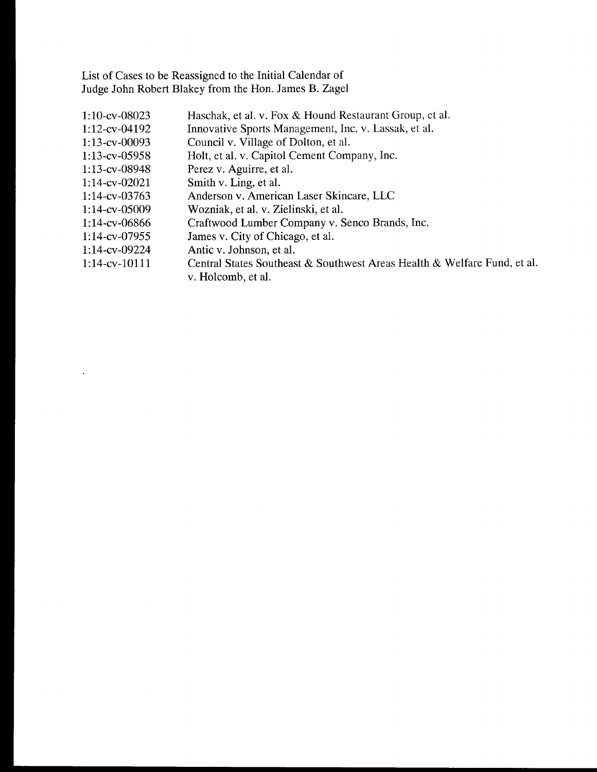List of Cases to be Reassigned to the Initial Calendar of
Judge John Robert Blakey from the Hon. James B. Zagel

| | |
|---|---|
| 1:10-cv-08023 | Haschak, et al. v. Fox & Hound Restaurant Group, et al. |
| 1:12-cv-04192 | Innovative Sports Management, Inc. v. Lassak, et al. |
| 1:13-cv-00093 | Council v. Village of Dolton, et al. |
| 1:13-cv-05958 | Holt, et al. v. Capitol Cement Company, Inc. |
| 1:13-cv-08948 | Perez v. Aguirre, et al. |
| 1:14-cv-02021 | Smith v. Ling, et al. |
| 1:14-cv-03763 | Anderson v. American Laser Skincare, LLC |
| 1:14-cv-05009 | Wozniak, et al. v. Zielinski, et al. |
| 1:14-cv-06866 | Craftwood Lumber Company v. Senco Brands, Inc. |
| 1:14-cv-07955 | James v. City of Chicago, et al. |
| 1:14-cv-09224 | Antic v. Johnson, et al. |
| 1:14-cv-10111 | Central States Southeast & Southwest Areas Health & Welfare Fund, et al. v. Holcomb, et al. |